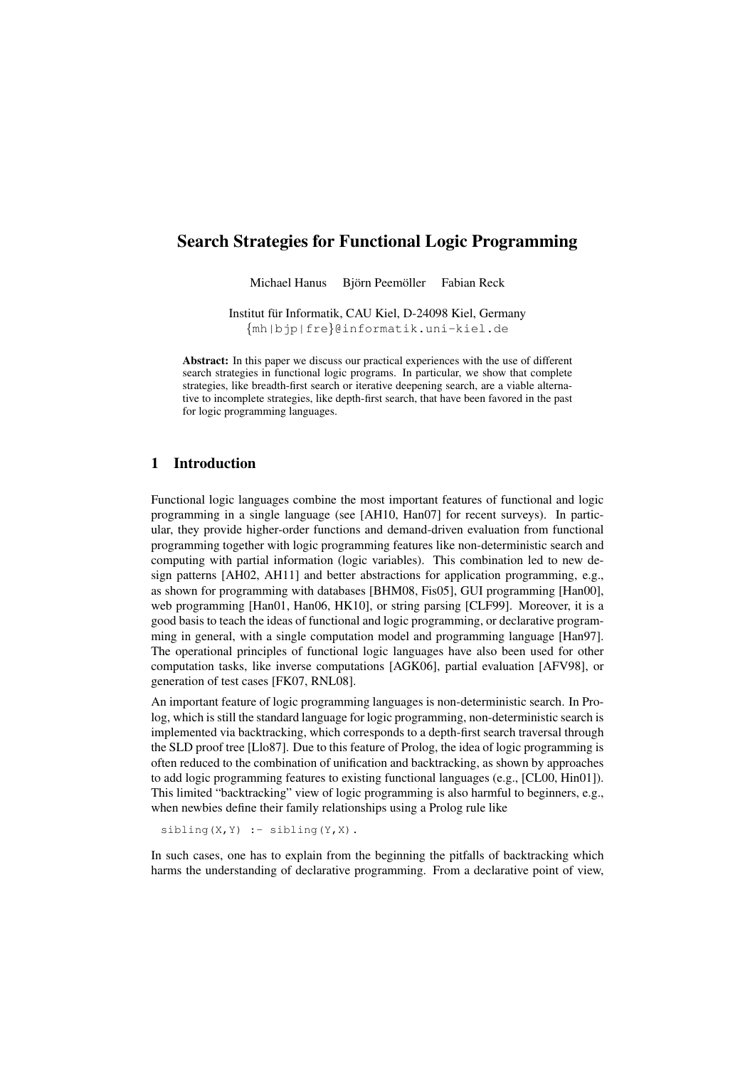# Search Strategies for Functional Logic Programming

Michael Hanus Björn Peemöller Fabian Reck

Institut für Informatik, CAU Kiel, D-24098 Kiel, Germany
{mh|bjp|fre}@informatik.uni-kiel.de

**Abstract:** In this paper we discuss our practical experiences with the use of different search strategies in functional logic programs. In particular, we show that complete strategies, like breadth-first search or iterative deepening search, are a viable alternative to incomplete strategies, like depth-first search, that have been favored in the past for logic programming languages.

## 1 Introduction

Functional logic languages combine the most important features of functional and logic programming in a single language (see [AH10, Han07] for recent surveys). In particular, they provide higher-order functions and demand-driven evaluation from functional programming together with logic programming features like non-deterministic search and computing with partial information (logic variables). This combination led to new design patterns [AH02, AH11] and better abstractions for application programming, e.g., as shown for programming with databases [BHM08, Fis05], GUI programming [Han00], web programming [Han01, Han06, HK10], or string parsing [CLF99]. Moreover, it is a good basis to teach the ideas of functional and logic programming, or declarative programming in general, with a single computation model and programming language [Han97]. The operational principles of functional logic languages have also been used for other computation tasks, like inverse computations [AGK06], partial evaluation [AFV98], or generation of test cases [FK07, RNL08].

An important feature of logic programming languages is non-deterministic search. In Prolog, which is still the standard language for logic programming, non-deterministic search is implemented via backtracking, which corresponds to a depth-first search traversal through the SLD proof tree [Llo87]. Due to this feature of Prolog, the idea of logic programming is often reduced to the combination of unification and backtracking, as shown by approaches to add logic programming features to existing functional languages (e.g., [CL00, Hin01]). This limited "backtracking" view of logic programming is also harmful to beginners, e.g., when newbies define their family relationships using a Prolog rule like

```
sibling(X,Y) :- sibling(Y,X).
```

In such cases, one has to explain from the beginning the pitfalls of backtracking which harms the understanding of declarative programming. From a declarative point of view,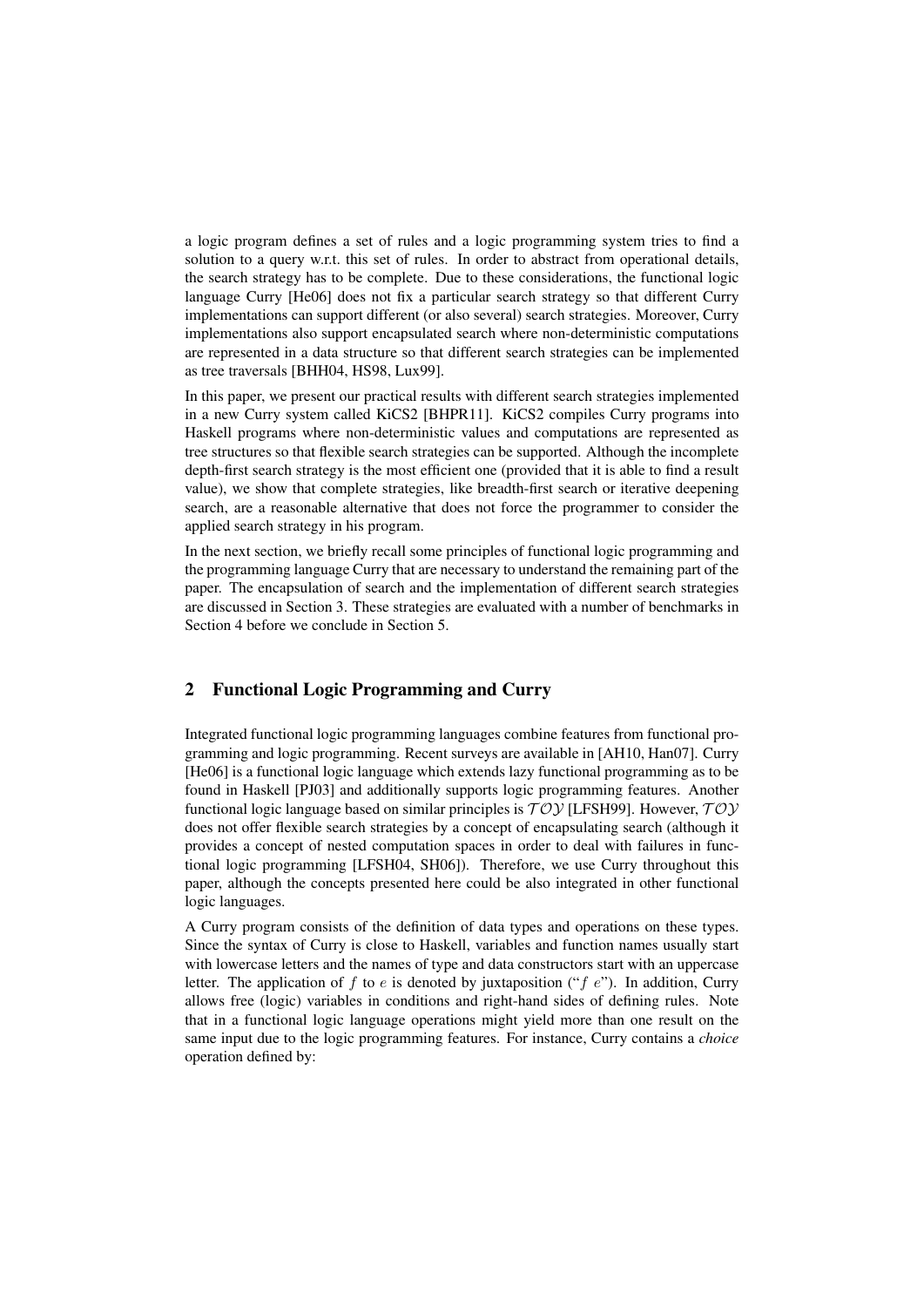a logic program defines a set of rules and a logic programming system tries to find a solution to a query w.r.t. this set of rules. In order to abstract from operational details, the search strategy has to be complete. Due to these considerations, the functional logic language Curry [He06] does not fix a particular search strategy so that different Curry implementations can support different (or also several) search strategies. Moreover, Curry implementations also support encapsulated search where non-deterministic computations are represented in a data structure so that different search strategies can be implemented as tree traversals [BHH04, HS98, Lux99].

In this paper, we present our practical results with different search strategies implemented in a new Curry system called KiCS2 [BHPR11]. KiCS2 compiles Curry programs into Haskell programs where non-deterministic values and computations are represented as tree structures so that flexible search strategies can be supported. Although the incomplete depth-first search strategy is the most efficient one (provided that it is able to find a result value), we show that complete strategies, like breadth-first search or iterative deepening search, are a reasonable alternative that does not force the programmer to consider the applied search strategy in his program.

In the next section, we briefly recall some principles of functional logic programming and the programming language Curry that are necessary to understand the remaining part of the paper. The encapsulation of search and the implementation of different search strategies are discussed in Section 3. These strategies are evaluated with a number of benchmarks in Section 4 before we conclude in Section 5.

## 2 Functional Logic Programming and Curry

Integrated functional logic programming languages combine features from functional programming and logic programming. Recent surveys are available in [AH10, Han07]. Curry [He06] is a functional logic language which extends lazy functional programming as to be found in Haskell [PJ03] and additionally supports logic programming features. Another functional logic language based on similar principles is $\mathcal{TOY}$ [LFSH99]. However, $\mathcal{TOY}$ does not offer flexible search strategies by a concept of encapsulating search (although it provides a concept of nested computation spaces in order to deal with failures in functional logic programming [LFSH04, SH06]). Therefore, we use Curry throughout this paper, although the concepts presented here could be also integrated in other functional logic languages.

A Curry program consists of the definition of data types and operations on these types. Since the syntax of Curry is close to Haskell, variables and function names usually start with lowercase letters and the names of type and data constructors start with an uppercase letter. The application of $f$ to $e$ is denoted by juxtaposition ("$f\ e$"). In addition, Curry allows free (logic) variables in conditions and right-hand sides of defining rules. Note that in a functional logic language operations might yield more than one result on the same input due to the logic programming features. For instance, Curry contains a *choice* operation defined by: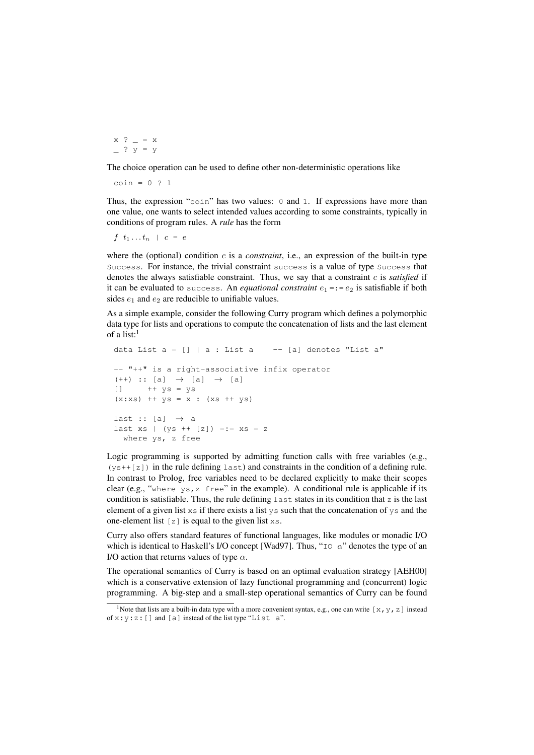```
x ? _ = x
_ ? y = y
```

The choice operation can be used to define other non-deterministic operations like

```
coin = 0 ? 1
```

Thus, the expression "coin" has two values: 0 and 1. If expressions have more than one value, one wants to select intended values according to some constraints, typically in conditions of program rules. A *rule* has the form

$f\ t_1 \ldots t_n$ | $c$ = $e$

where the (optional) condition $c$ is a *constraint*, i.e., an expression of the built-in type Success. For instance, the trivial constraint success is a value of type Success that denotes the always satisfiable constraint. Thus, we say that a constraint $c$ is *satisfied* if it can be evaluated to success. An *equational constraint* $e_1$ =:= $e_2$ is satisfiable if both sides $e_1$ and $e_2$ are reducible to unifiable values.

As a simple example, consider the following Curry program which defines a polymorphic data type for lists and operations to compute the concatenation of lists and the last element of a list:[1]

```
data List a = [] | a : List a    -- [a] denotes "List a"

-- "++" is a right-associative infix operator
(++) :: [a]  → [a]  → [a]
[]     ++ ys = ys
(x:xs) ++ ys = x : (xs ++ ys)

last :: [a]  → a
last xs | (ys ++ [z]) =:= xs = z
  where ys, z free
```

Logic programming is supported by admitting function calls with free variables (e.g., (ys++[z]) in the rule defining last) and constraints in the condition of a defining rule. In contrast to Prolog, free variables need to be declared explicitly to make their scopes clear (e.g., "where ys,z free" in the example). A conditional rule is applicable if its condition is satisfiable. Thus, the rule defining last states in its condition that z is the last element of a given list xs if there exists a list ys such that the concatenation of ys and the one-element list [z] is equal to the given list xs.

Curry also offers standard features of functional languages, like modules or monadic I/O which is identical to Haskell's I/O concept [Wad97]. Thus, "IO $\alpha$" denotes the type of an I/O action that returns values of type $\alpha$.

The operational semantics of Curry is based on an optimal evaluation strategy [AEH00] which is a conservative extension of lazy functional programming and (concurrent) logic programming. A big-step and a small-step operational semantics of Curry can be found

[1] Note that lists are a built-in data type with a more convenient syntax, e.g., one can write [x,y,z] instead of x:y:z:[] and [a] instead of the list type "List a".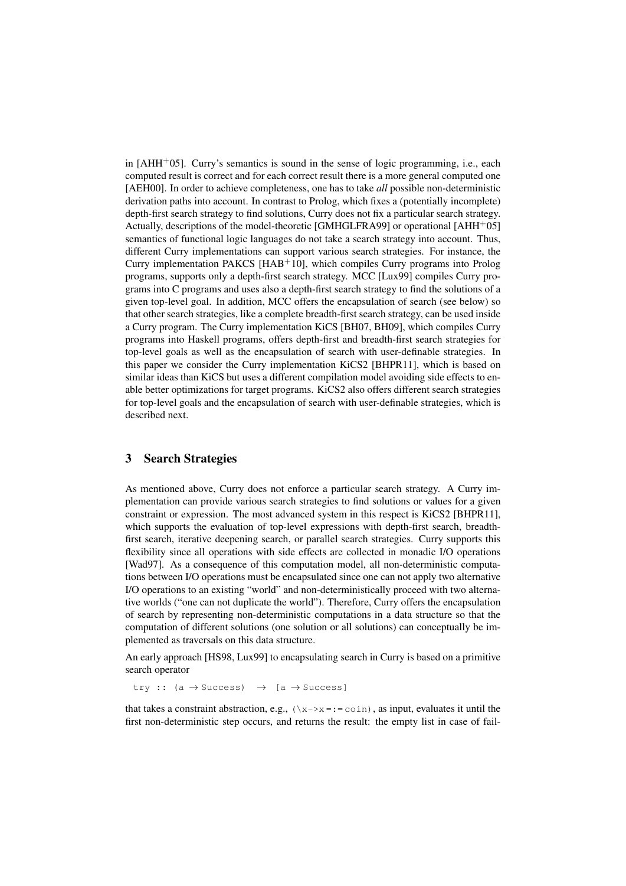in [AHH+05]. Curry's semantics is sound in the sense of logic programming, i.e., each computed result is correct and for each correct result there is a more general computed one [AEH00]. In order to achieve completeness, one has to take *all* possible non-deterministic derivation paths into account. In contrast to Prolog, which fixes a (potentially incomplete) depth-first search strategy to find solutions, Curry does not fix a particular search strategy. Actually, descriptions of the model-theoretic [GMHGLFRA99] or operational [AHH+05] semantics of functional logic languages do not take a search strategy into account. Thus, different Curry implementations can support various search strategies. For instance, the Curry implementation PAKCS [HAB+10], which compiles Curry programs into Prolog programs, supports only a depth-first search strategy. MCC [Lux99] compiles Curry programs into C programs and uses also a depth-first search strategy to find the solutions of a given top-level goal. In addition, MCC offers the encapsulation of search (see below) so that other search strategies, like a complete breadth-first search strategy, can be used inside a Curry program. The Curry implementation KiCS [BH07, BH09], which compiles Curry programs into Haskell programs, offers depth-first and breadth-first search strategies for top-level goals as well as the encapsulation of search with user-definable strategies. In this paper we consider the Curry implementation KiCS2 [BHPR11], which is based on similar ideas than KiCS but uses a different compilation model avoiding side effects to enable better optimizations for target programs. KiCS2 also offers different search strategies for top-level goals and the encapsulation of search with user-definable strategies, which is described next.

## 3 Search Strategies

As mentioned above, Curry does not enforce a particular search strategy. A Curry implementation can provide various search strategies to find solutions or values for a given constraint or expression. The most advanced system in this respect is KiCS2 [BHPR11], which supports the evaluation of top-level expressions with depth-first search, breadth-first search, iterative deepening search, or parallel search strategies. Curry supports this flexibility since all operations with side effects are collected in monadic I/O operations [Wad97]. As a consequence of this computation model, all non-deterministic computations between I/O operations must be encapsulated since one can not apply two alternative I/O operations to an existing "world" and non-deterministically proceed with two alternative worlds ("one can not duplicate the world"). Therefore, Curry offers the encapsulation of search by representing non-deterministic computations in a data structure so that the computation of different solutions (one solution or all solutions) can conceptually be implemented as traversals on this data structure.

An early approach [HS98, Lux99] to encapsulating search in Curry is based on a primitive search operator

```
try :: (a → Success)  →  [a → Success]
```

that takes a constraint abstraction, e.g., `(\x->x =:= coin)`, as input, evaluates it until the first non-deterministic step occurs, and returns the result: the empty list in case of fail-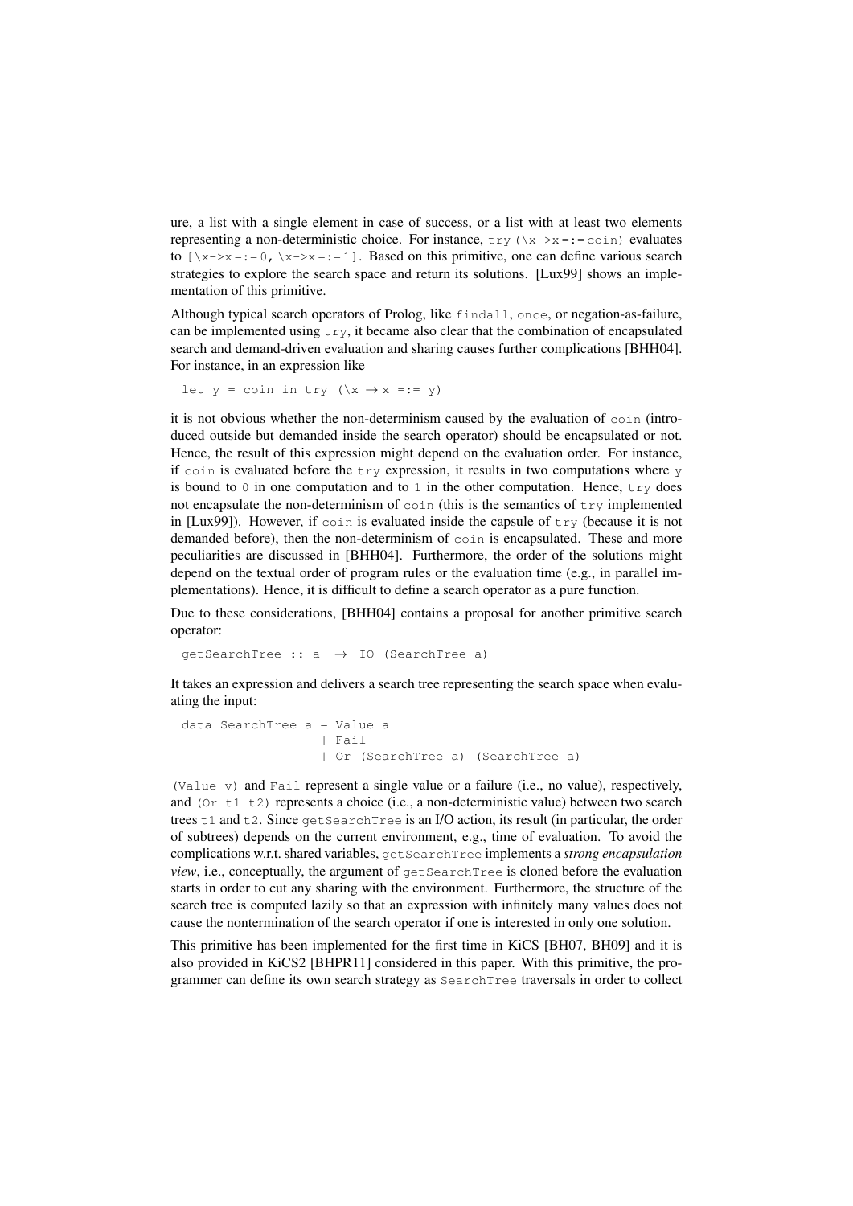ure, a list with a single element in case of success, or a list with at least two elements representing a non-deterministic choice. For instance, `try (\x->x =:= coin)` evaluates to `[\x->x =:= 0, \x->x =:= 1]`. Based on this primitive, one can define various search strategies to explore the search space and return its solutions. [Lux99] shows an implementation of this primitive.

Although typical search operators of Prolog, like `findall`, `once`, or negation-as-failure, can be implemented using `try`, it became also clear that the combination of encapsulated search and demand-driven evaluation and sharing causes further complications [BHH04]. For instance, in an expression like

```
let y = coin in try (\x → x =:= y)
```

it is not obvious whether the non-determinism caused by the evaluation of `coin` (introduced outside but demanded inside the search operator) should be encapsulated or not. Hence, the result of this expression might depend on the evaluation order. For instance, if `coin` is evaluated before the `try` expression, it results in two computations where `y` is bound to `0` in one computation and to `1` in the other computation. Hence, `try` does not encapsulate the non-determinism of `coin` (this is the semantics of `try` implemented in [Lux99]). However, if `coin` is evaluated inside the capsule of `try` (because it is not demanded before), then the non-determinism of `coin` is encapsulated. These and more peculiarities are discussed in [BHH04]. Furthermore, the order of the solutions might depend on the textual order of program rules or the evaluation time (e.g., in parallel implementations). Hence, it is difficult to define a search operator as a pure function.

Due to these considerations, [BHH04] contains a proposal for another primitive search operator:

```
getSearchTree :: a → IO (SearchTree a)
```

It takes an expression and delivers a search tree representing the search space when evaluating the input:

```
data SearchTree a = Value a
                  | Fail
                  | Or (SearchTree a) (SearchTree a)
```

`(Value v)` and `Fail` represent a single value or a failure (i.e., no value), respectively, and `(Or t1 t2)` represents a choice (i.e., a non-deterministic value) between two search trees `t1` and `t2`. Since `getSearchTree` is an I/O action, its result (in particular, the order of subtrees) depends on the current environment, e.g., time of evaluation. To avoid the complications w.r.t. shared variables, `getSearchTree` implements a *strong encapsulation view*, i.e., conceptually, the argument of `getSearchTree` is cloned before the evaluation starts in order to cut any sharing with the environment. Furthermore, the structure of the search tree is computed lazily so that an expression with infinitely many values does not cause the nontermination of the search operator if one is interested in only one solution.

This primitive has been implemented for the first time in KiCS [BH07, BH09] and it is also provided in KiCS2 [BHPR11] considered in this paper. With this primitive, the programmer can define its own search strategy as `SearchTree` traversals in order to collect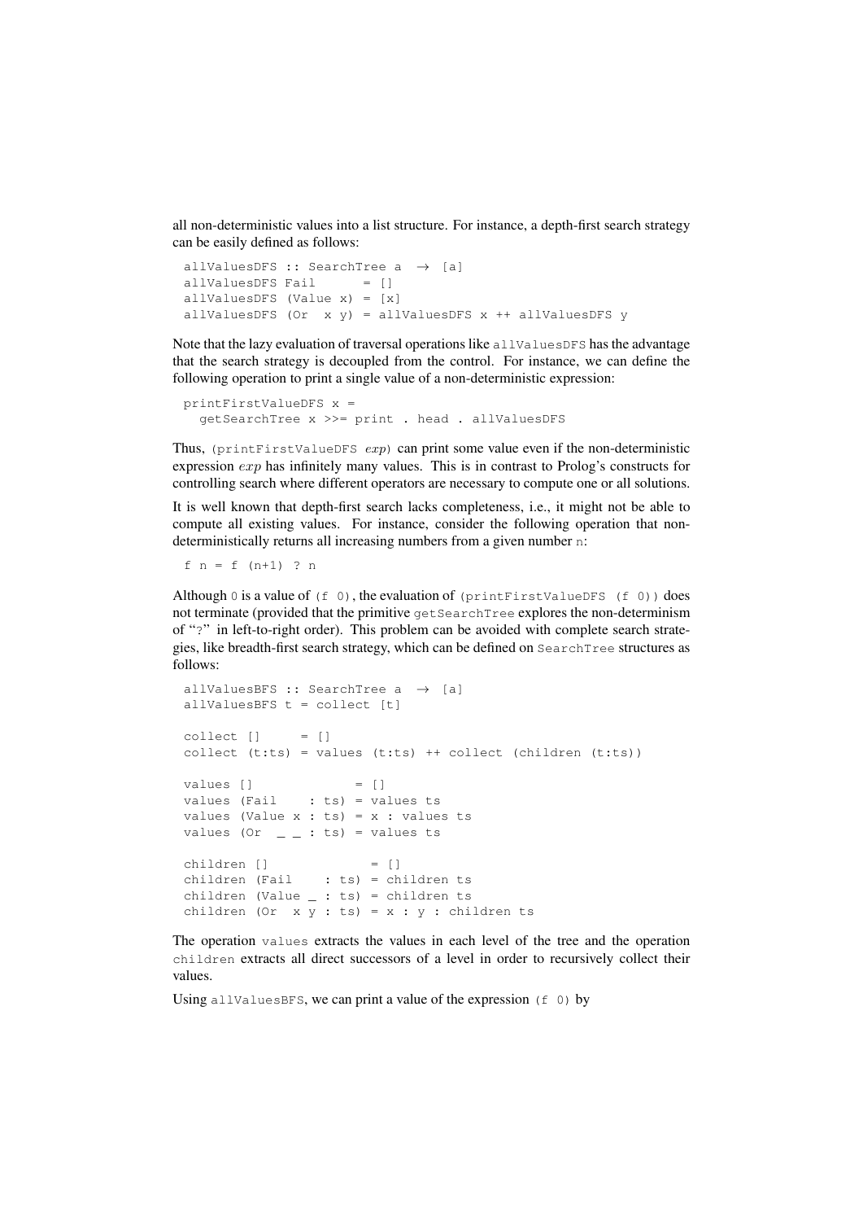all non-deterministic values into a list structure. For instance, a depth-first search strategy can be easily defined as follows:

```
allValuesDFS :: SearchTree a  → [a]
allValuesDFS Fail      = []
allValuesDFS (Value x) = [x]
allValuesDFS (Or  x y) = allValuesDFS x ++ allValuesDFS y
```

Note that the lazy evaluation of traversal operations like `allValuesDFS` has the advantage that the search strategy is decoupled from the control. For instance, we can define the following operation to print a single value of a non-deterministic expression:

```
printFirstValueDFS x =
  getSearchTree x >>= print . head . allValuesDFS
```

Thus, `(printFirstValueDFS` $exp$`)` can print some value even if the non-deterministic expression $exp$ has infinitely many values. This is in contrast to Prolog's constructs for controlling search where different operators are necessary to compute one or all solutions.

It is well known that depth-first search lacks completeness, i.e., it might not be able to compute all existing values. For instance, consider the following operation that non-deterministically returns all increasing numbers from a given number `n`:

```
f n = f (n+1) ? n
```

Although `0` is a value of `(f 0)`, the evaluation of `(printFirstValueDFS (f 0))` does not terminate (provided that the primitive `getSearchTree` explores the non-determinism of "`?`" in left-to-right order). This problem can be avoided with complete search strategies, like breadth-first search strategy, which can be defined on `SearchTree` structures as follows:

```
allValuesBFS :: SearchTree a  → [a]
allValuesBFS t = collect [t]

collect []     = []
collect (t:ts) = values (t:ts) ++ collect (children (t:ts))

values []              = []
values (Fail    : ts) = values ts
values (Value x : ts) = x : values ts
values (Or  _ _ : ts) = values ts

children []              = []
children (Fail    : ts) = children ts
children (Value _ : ts) = children ts
children (Or  x y : ts) = x : y : children ts
```

The operation `values` extracts the values in each level of the tree and the operation `children` extracts all direct successors of a level in order to recursively collect their values.

Using `allValuesBFS`, we can print a value of the expression `(f 0)` by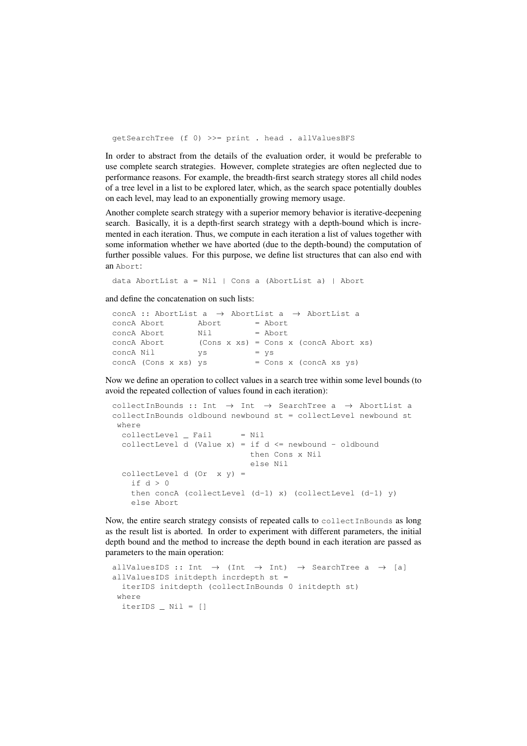```
getSearchTree (f 0) >>= print . head . allValuesBFS
```

In order to abstract from the details of the evaluation order, it would be preferable to use complete search strategies. However, complete strategies are often neglected due to performance reasons. For example, the breadth-first search strategy stores all child nodes of a tree level in a list to be explored later, which, as the search space potentially doubles on each level, may lead to an exponentially growing memory usage.

Another complete search strategy with a superior memory behavior is iterative-deepening search. Basically, it is a depth-first search strategy with a depth-bound which is incremented in each iteration. Thus, we compute in each iteration a list of values together with some information whether we have aborted (due to the depth-bound) the computation of further possible values. For this purpose, we define list structures that can also end with an `Abort`:

```
data AbortList a = Nil | Cons a (AbortList a) | Abort
```

and define the concatenation on such lists:

```
concA :: AbortList a  →  AbortList a  →  AbortList a
concA Abort       Abort       = Abort
concA Abort       Nil         = Abort
concA Abort       (Cons x xs) = Cons x (concA Abort xs)
concA Nil         ys          = ys
concA (Cons x xs) ys          = Cons x (concA xs ys)
```

Now we define an operation to collect values in a search tree within some level bounds (to avoid the repeated collection of values found in each iteration):

```
collectInBounds :: Int  →  Int  →  SearchTree a  →  AbortList a
collectInBounds oldbound newbound st = collectLevel newbound st
 where
  collectLevel _ Fail      = Nil
  collectLevel d (Value x) = if d <= newbound - oldbound
                             then Cons x Nil
                             else Nil
  collectLevel d (Or  x y) =
    if d > 0
    then concA (collectLevel (d-1) x) (collectLevel (d-1) y)
    else Abort
```

Now, the entire search strategy consists of repeated calls to `collectInBounds` as long as the result list is aborted. In order to experiment with different parameters, the initial depth bound and the method to increase the depth bound in each iteration are passed as parameters to the main operation:

```
allValuesIDS :: Int  →  (Int  →  Int)  →  SearchTree a  →  [a]
allValuesIDS initdepth incrdepth st =
  iterIDS initdepth (collectInBounds 0 initdepth st)
 where
  iterIDS _ Nil = []
```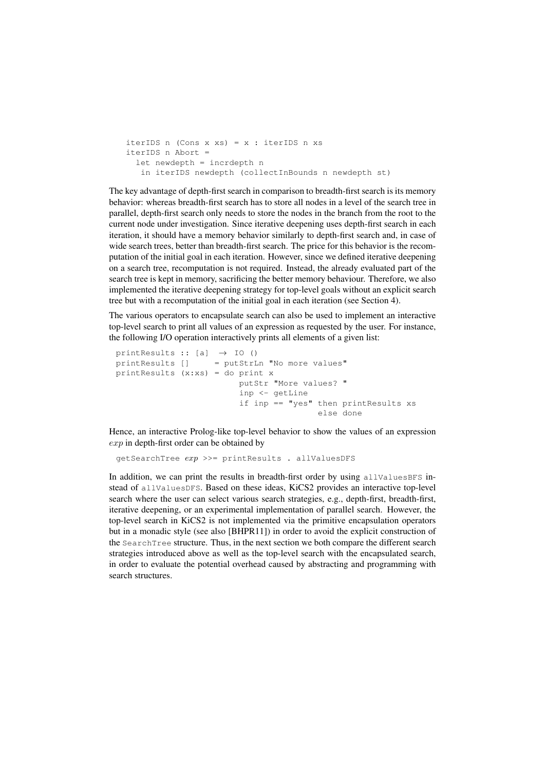```
iterIDS n (Cons x xs) = x : iterIDS n xs
iterIDS n Abort =
  let newdepth = incrdepth n
   in iterIDS newdepth (collectInBounds n newdepth st)
```

The key advantage of depth-first search in comparison to breadth-first search is its memory behavior: whereas breadth-first search has to store all nodes in a level of the search tree in parallel, depth-first search only needs to store the nodes in the branch from the root to the current node under investigation. Since iterative deepening uses depth-first search in each iteration, it should have a memory behavior similarly to depth-first search and, in case of wide search trees, better than breadth-first search. The price for this behavior is the recomputation of the initial goal in each iteration. However, since we defined iterative deepening on a search tree, recomputation is not required. Instead, the already evaluated part of the search tree is kept in memory, sacrificing the better memory behaviour. Therefore, we also implemented the iterative deepening strategy for top-level goals without an explicit search tree but with a recomputation of the initial goal in each iteration (see Section 4).

The various operators to encapsulate search can also be used to implement an interactive top-level search to print all values of an expression as requested by the user. For instance, the following I/O operation interactively prints all elements of a given list:

```
printResults :: [a]  → IO ()
printResults []     = putStrLn "No more values"
printResults (x:xs) = do print x
                         putStr "More values? "
                         inp <- getLine
                         if inp == "yes" then printResults xs
                                         else done
```

Hence, an interactive Prolog-like top-level behavior to show the values of an expression $exp$ in depth-first order can be obtained by

```
getSearchTree exp >>= printResults . allValuesDFS
```

In addition, we can print the results in breadth-first order by using `allValuesBFS` instead of `allValuesDFS`. Based on these ideas, KiCS2 provides an interactive top-level search where the user can select various search strategies, e.g., depth-first, breadth-first, iterative deepening, or an experimental implementation of parallel search. However, the top-level search in KiCS2 is not implemented via the primitive encapsulation operators but in a monadic style (see also [BHPR11]) in order to avoid the explicit construction of the `SearchTree` structure. Thus, in the next section we both compare the different search strategies introduced above as well as the top-level search with the encapsulated search, in order to evaluate the potential overhead caused by abstracting and programming with search structures.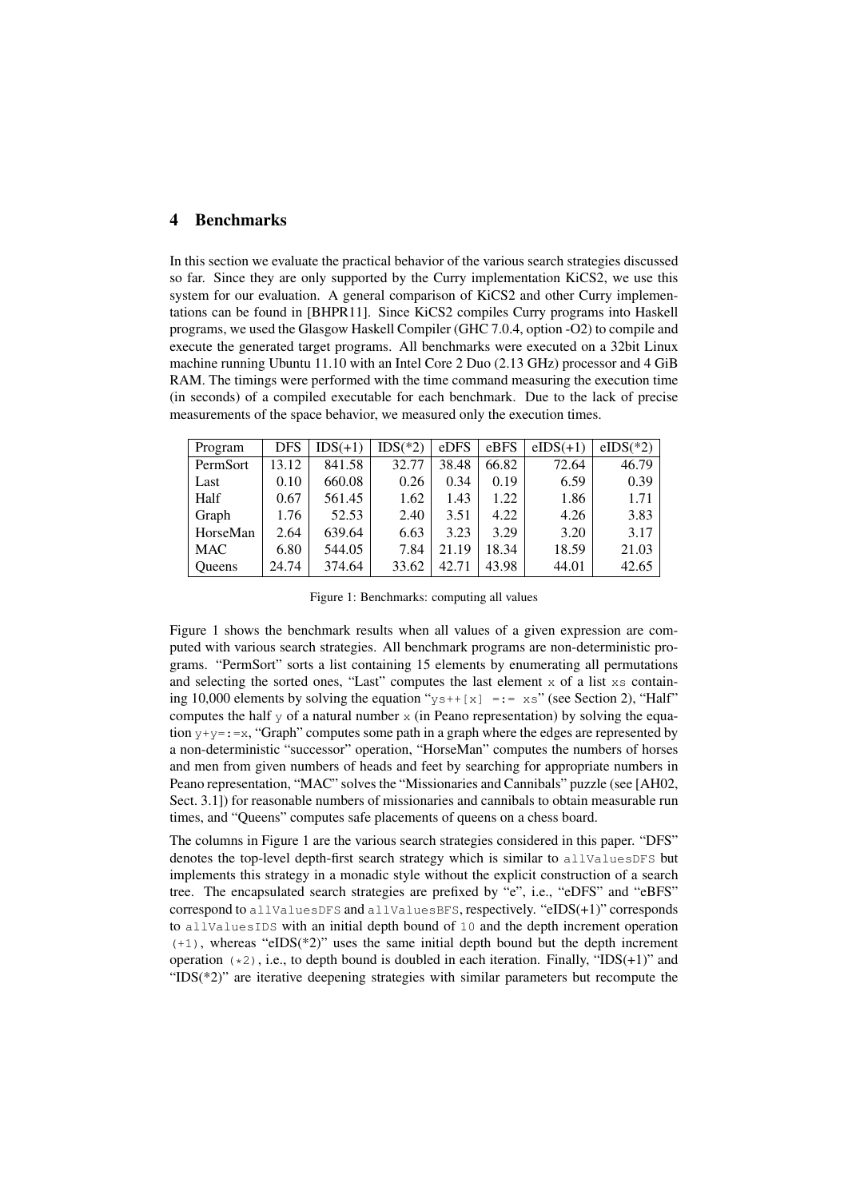## 4 Benchmarks

In this section we evaluate the practical behavior of the various search strategies discussed so far. Since they are only supported by the Curry implementation KiCS2, we use this system for our evaluation. A general comparison of KiCS2 and other Curry implementations can be found in [BHPR11]. Since KiCS2 compiles Curry programs into Haskell programs, we used the Glasgow Haskell Compiler (GHC 7.0.4, option -O2) to compile and execute the generated target programs. All benchmarks were executed on a 32bit Linux machine running Ubuntu 11.10 with an Intel Core 2 Duo (2.13 GHz) processor and 4 GiB RAM. The timings were performed with the time command measuring the execution time (in seconds) of a compiled executable for each benchmark. Due to the lack of precise measurements of the space behavior, we measured only the execution times.

| Program | DFS | IDS(+1) | IDS(*2) | eDFS | eBFS | eIDS(+1) | eIDS(*2) |
|---|---|---|---|---|---|---|---|
| PermSort | 13.12 | 841.58 | 32.77 | 38.48 | 66.82 | 72.64 | 46.79 |
| Last | 0.10 | 660.08 | 0.26 | 0.34 | 0.19 | 6.59 | 0.39 |
| Half | 0.67 | 561.45 | 1.62 | 1.43 | 1.22 | 1.86 | 1.71 |
| Graph | 1.76 | 52.53 | 2.40 | 3.51 | 4.22 | 4.26 | 3.83 |
| HorseMan | 2.64 | 639.64 | 6.63 | 3.23 | 3.29 | 3.20 | 3.17 |
| MAC | 6.80 | 544.05 | 7.84 | 21.19 | 18.34 | 18.59 | 21.03 |
| Queens | 24.74 | 374.64 | 33.62 | 42.71 | 43.98 | 44.01 | 42.65 |

Figure 1: Benchmarks: computing all values

Figure 1 shows the benchmark results when all values of a given expression are computed with various search strategies. All benchmark programs are non-deterministic programs. "PermSort" sorts a list containing 15 elements by enumerating all permutations and selecting the sorted ones, "Last" computes the last element `x` of a list `xs` containing 10,000 elements by solving the equation "`ys++[x] =:= xs`" (see Section 2), "Half" computes the half `y` of a natural number `x` (in Peano representation) by solving the equation `y+y=:=x`, "Graph" computes some path in a graph where the edges are represented by a non-deterministic "successor" operation, "HorseMan" computes the numbers of horses and men from given numbers of heads and feet by searching for appropriate numbers in Peano representation, "MAC" solves the "Missionaries and Cannibals" puzzle (see [AH02, Sect. 3.1]) for reasonable numbers of missionaries and cannibals to obtain measurable run times, and "Queens" computes safe placements of queens on a chess board.

The columns in Figure 1 are the various search strategies considered in this paper. "DFS" denotes the top-level depth-first search strategy which is similar to `allValuesDFS` but implements this strategy in a monadic style without the explicit construction of a search tree. The encapsulated search strategies are prefixed by "e", i.e., "eDFS" and "eBFS" correspond to `allValuesDFS` and `allValuesBFS`, respectively. "eIDS(+1)" corresponds to `allValuesIDS` with an initial depth bound of `10` and the depth increment operation `(+1)`, whereas "eIDS(*2)" uses the same initial depth bound but the depth increment operation `(*2)`, i.e., to depth bound is doubled in each iteration. Finally, "IDS(+1)" and "IDS(*2)" are iterative deepening strategies with similar parameters but recompute the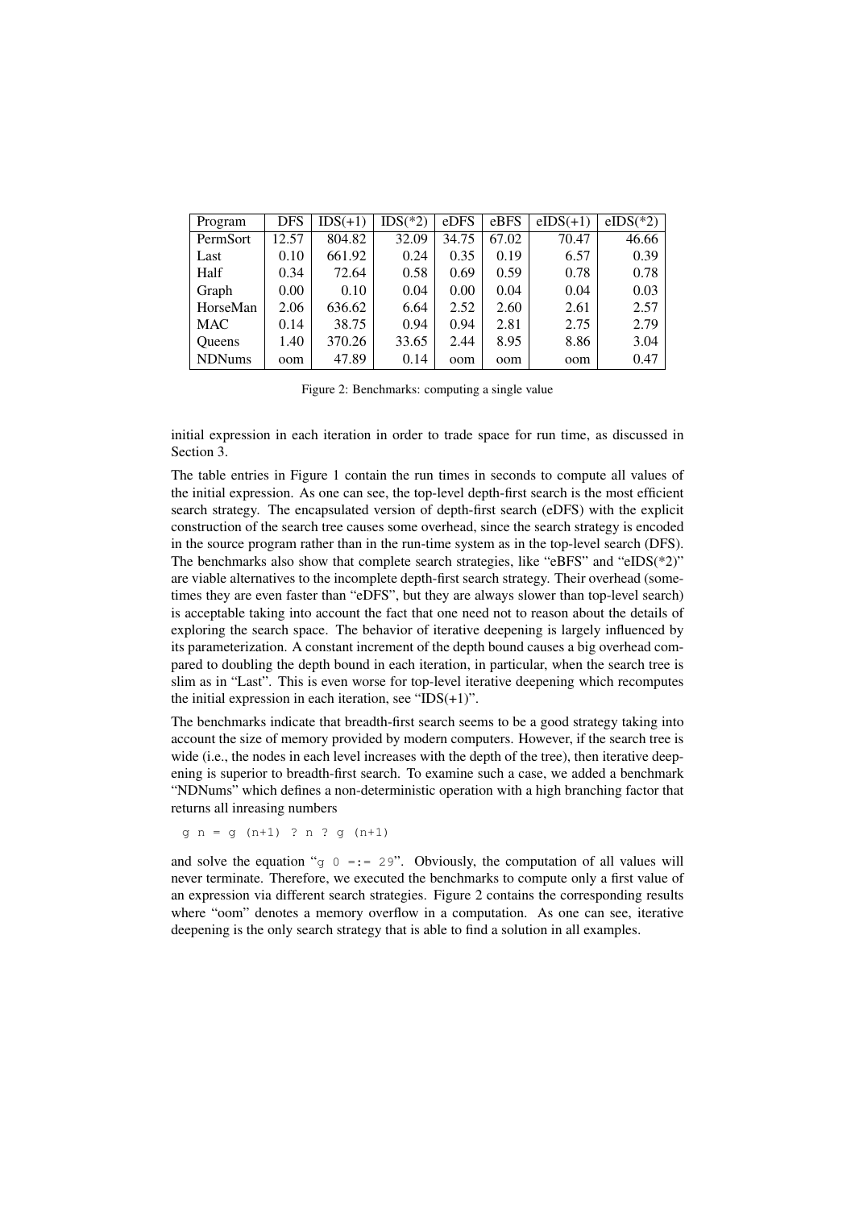| Program | DFS | IDS(+1) | IDS(*2) | eDFS | eBFS | eIDS(+1) | eIDS(*2) |
|---|---|---|---|---|---|---|---|
| PermSort | 12.57 | 804.82 | 32.09 | 34.75 | 67.02 | 70.47 | 46.66 |
| Last | 0.10 | 661.92 | 0.24 | 0.35 | 0.19 | 6.57 | 0.39 |
| Half | 0.34 | 72.64 | 0.58 | 0.69 | 0.59 | 0.78 | 0.78 |
| Graph | 0.00 | 0.10 | 0.04 | 0.00 | 0.04 | 0.04 | 0.03 |
| HorseMan | 2.06 | 636.62 | 6.64 | 2.52 | 2.60 | 2.61 | 2.57 |
| MAC | 0.14 | 38.75 | 0.94 | 0.94 | 2.81 | 2.75 | 2.79 |
| Queens | 1.40 | 370.26 | 33.65 | 2.44 | 8.95 | 8.86 | 3.04 |
| NDNums | oom | 47.89 | 0.14 | oom | oom | oom | 0.47 |

Figure 2: Benchmarks: computing a single value

initial expression in each iteration in order to trade space for run time, as discussed in Section 3.

The table entries in Figure 1 contain the run times in seconds to compute all values of the initial expression. As one can see, the top-level depth-first search is the most efficient search strategy. The encapsulated version of depth-first search (eDFS) with the explicit construction of the search tree causes some overhead, since the search strategy is encoded in the source program rather than in the run-time system as in the top-level search (DFS). The benchmarks also show that complete search strategies, like "eBFS" and "eIDS(*2)" are viable alternatives to the incomplete depth-first search strategy. Their overhead (sometimes they are even faster than "eDFS", but they are always slower than top-level search) is acceptable taking into account the fact that one need not to reason about the details of exploring the search space. The behavior of iterative deepening is largely influenced by its parameterization. A constant increment of the depth bound causes a big overhead compared to doubling the depth bound in each iteration, in particular, when the search tree is slim as in "Last". This is even worse for top-level iterative deepening which recomputes the initial expression in each iteration, see "IDS(+1)".

The benchmarks indicate that breadth-first search seems to be a good strategy taking into account the size of memory provided by modern computers. However, if the search tree is wide (i.e., the nodes in each level increases with the depth of the tree), then iterative deepening is superior to breadth-first search. To examine such a case, we added a benchmark "NDNums" which defines a non-deterministic operation with a high branching factor that returns all inreasing numbers

```
g n = g (n+1) ? n ? g (n+1)
```

and solve the equation "`g 0 =:= 29`". Obviously, the computation of all values will never terminate. Therefore, we executed the benchmarks to compute only a first value of an expression via different search strategies. Figure 2 contains the corresponding results where "oom" denotes a memory overflow in a computation. As one can see, iterative deepening is the only search strategy that is able to find a solution in all examples.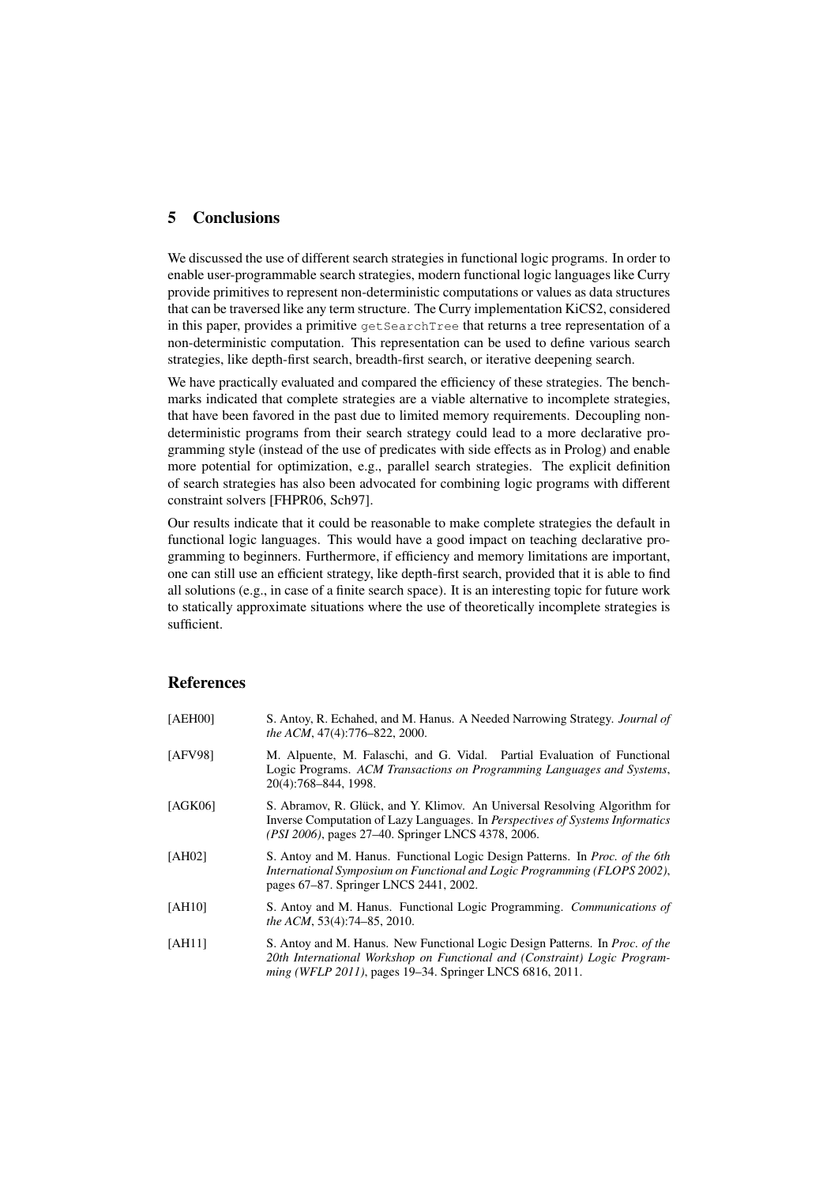## 5 Conclusions

We discussed the use of different search strategies in functional logic programs. In order to enable user-programmable search strategies, modern functional logic languages like Curry provide primitives to represent non-deterministic computations or values as data structures that can be traversed like any term structure. The Curry implementation KiCS2, considered in this paper, provides a primitive `getSearchTree` that returns a tree representation of a non-deterministic computation. This representation can be used to define various search strategies, like depth-first search, breadth-first search, or iterative deepening search.

We have practically evaluated and compared the efficiency of these strategies. The benchmarks indicated that complete strategies are a viable alternative to incomplete strategies, that have been favored in the past due to limited memory requirements. Decoupling non-deterministic programs from their search strategy could lead to a more declarative programming style (instead of the use of predicates with side effects as in Prolog) and enable more potential for optimization, e.g., parallel search strategies. The explicit definition of search strategies has also been advocated for combining logic programs with different constraint solvers [FHPR06, Sch97].

Our results indicate that it could be reasonable to make complete strategies the default in functional logic languages. This would have a good impact on teaching declarative programming to beginners. Furthermore, if efficiency and memory limitations are important, one can still use an efficient strategy, like depth-first search, provided that it is able to find all solutions (e.g., in case of a finite search space). It is an interesting topic for future work to statically approximate situations where the use of theoretically incomplete strategies is sufficient.

## References

[AEH00] S. Antoy, R. Echahed, and M. Hanus. A Needed Narrowing Strategy. *Journal of the ACM*, 47(4):776–822, 2000.

[AFV98] M. Alpuente, M. Falaschi, and G. Vidal. Partial Evaluation of Functional Logic Programs. *ACM Transactions on Programming Languages and Systems*, 20(4):768–844, 1998.

[AGK06] S. Abramov, R. Glück, and Y. Klimov. An Universal Resolving Algorithm for Inverse Computation of Lazy Languages. In *Perspectives of Systems Informatics (PSI 2006)*, pages 27–40. Springer LNCS 4378, 2006.

[AH02] S. Antoy and M. Hanus. Functional Logic Design Patterns. In *Proc. of the 6th International Symposium on Functional and Logic Programming (FLOPS 2002)*, pages 67–87. Springer LNCS 2441, 2002.

[AH10] S. Antoy and M. Hanus. Functional Logic Programming. *Communications of the ACM*, 53(4):74–85, 2010.

[AH11] S. Antoy and M. Hanus. New Functional Logic Design Patterns. In *Proc. of the 20th International Workshop on Functional and (Constraint) Logic Programming (WFLP 2011)*, pages 19–34. Springer LNCS 6816, 2011.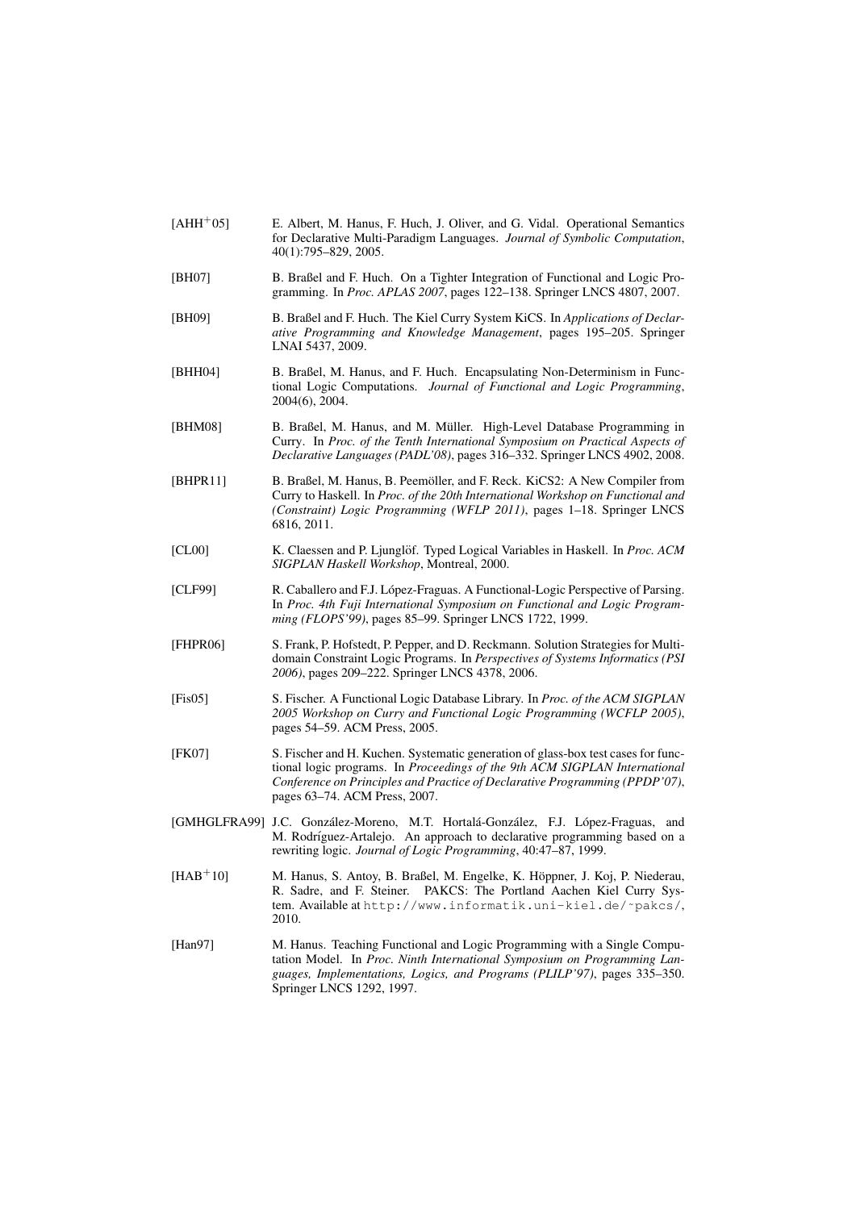[AHH+05] E. Albert, M. Hanus, F. Huch, J. Oliver, and G. Vidal. Operational Semantics for Declarative Multi-Paradigm Languages. *Journal of Symbolic Computation*, 40(1):795–829, 2005.

[BH07] B. Braßel and F. Huch. On a Tighter Integration of Functional and Logic Programming. In *Proc. APLAS 2007*, pages 122–138. Springer LNCS 4807, 2007.

[BH09] B. Braßel and F. Huch. The Kiel Curry System KiCS. In *Applications of Declarative Programming and Knowledge Management*, pages 195–205. Springer LNAI 5437, 2009.

[BHH04] B. Braßel, M. Hanus, and F. Huch. Encapsulating Non-Determinism in Functional Logic Computations. *Journal of Functional and Logic Programming*, 2004(6), 2004.

[BHM08] B. Braßel, M. Hanus, and M. Müller. High-Level Database Programming in Curry. In *Proc. of the Tenth International Symposium on Practical Aspects of Declarative Languages (PADL'08)*, pages 316–332. Springer LNCS 4902, 2008.

[BHPR11] B. Braßel, M. Hanus, B. Peemöller, and F. Reck. KiCS2: A New Compiler from Curry to Haskell. In *Proc. of the 20th International Workshop on Functional and (Constraint) Logic Programming (WFLP 2011)*, pages 1–18. Springer LNCS 6816, 2011.

[CL00] K. Claessen and P. Ljunglöf. Typed Logical Variables in Haskell. In *Proc. ACM SIGPLAN Haskell Workshop*, Montreal, 2000.

[CLF99] R. Caballero and F.J. López-Fraguas. A Functional-Logic Perspective of Parsing. In *Proc. 4th Fuji International Symposium on Functional and Logic Programming (FLOPS'99)*, pages 85–99. Springer LNCS 1722, 1999.

[FHPR06] S. Frank, P. Hofstedt, P. Pepper, and D. Reckmann. Solution Strategies for Multi-domain Constraint Logic Programs. In *Perspectives of Systems Informatics (PSI 2006)*, pages 209–222. Springer LNCS 4378, 2006.

[Fis05] S. Fischer. A Functional Logic Database Library. In *Proc. of the ACM SIGPLAN 2005 Workshop on Curry and Functional Logic Programming (WCFLP 2005)*, pages 54–59. ACM Press, 2005.

[FK07] S. Fischer and H. Kuchen. Systematic generation of glass-box test cases for functional logic programs. In *Proceedings of the 9th ACM SIGPLAN International Conference on Principles and Practice of Declarative Programming (PPDP'07)*, pages 63–74. ACM Press, 2007.

[GMHGLFRA99] J.C. González-Moreno, M.T. Hortalá-González, F.J. López-Fraguas, and M. Rodríguez-Artalejo. An approach to declarative programming based on a rewriting logic. *Journal of Logic Programming*, 40:47–87, 1999.

[HAB+10] M. Hanus, S. Antoy, B. Braßel, M. Engelke, K. Höppner, J. Koj, P. Niederau, R. Sadre, and F. Steiner. PAKCS: The Portland Aachen Kiel Curry System. Available at http://www.informatik.uni-kiel.de/~pakcs/, 2010.

[Han97] M. Hanus. Teaching Functional and Logic Programming with a Single Computation Model. In *Proc. Ninth International Symposium on Programming Languages, Implementations, Logics, and Programs (PLILP'97)*, pages 335–350. Springer LNCS 1292, 1997.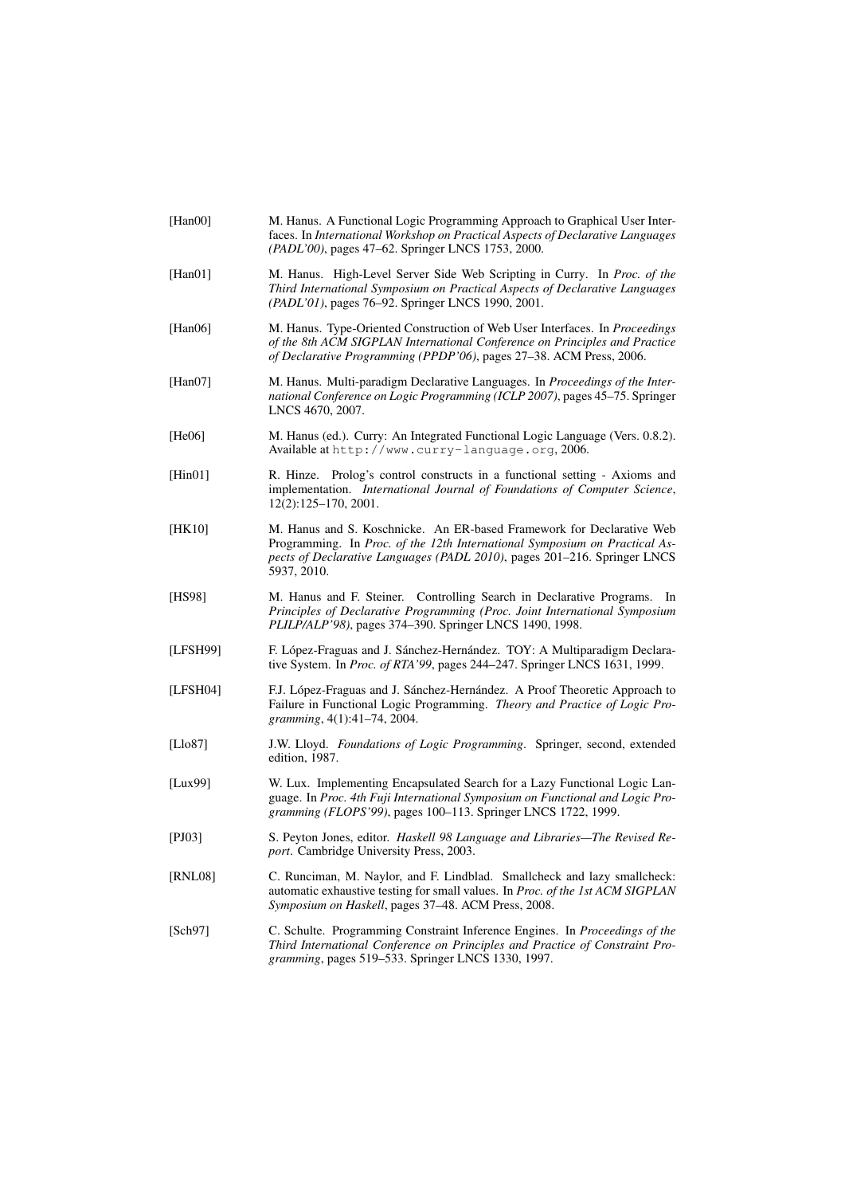[Han00] M. Hanus. A Functional Logic Programming Approach to Graphical User Interfaces. In *International Workshop on Practical Aspects of Declarative Languages (PADL'00)*, pages 47–62. Springer LNCS 1753, 2000.

[Han01] M. Hanus. High-Level Server Side Web Scripting in Curry. In *Proc. of the Third International Symposium on Practical Aspects of Declarative Languages (PADL'01)*, pages 76–92. Springer LNCS 1990, 2001.

[Han06] M. Hanus. Type-Oriented Construction of Web User Interfaces. In *Proceedings of the 8th ACM SIGPLAN International Conference on Principles and Practice of Declarative Programming (PPDP'06)*, pages 27–38. ACM Press, 2006.

[Han07] M. Hanus. Multi-paradigm Declarative Languages. In *Proceedings of the International Conference on Logic Programming (ICLP 2007)*, pages 45–75. Springer LNCS 4670, 2007.

[He06] M. Hanus (ed.). Curry: An Integrated Functional Logic Language (Vers. 0.8.2). Available at `http://www.curry-language.org`, 2006.

[Hin01] R. Hinze. Prolog's control constructs in a functional setting - Axioms and implementation. *International Journal of Foundations of Computer Science*, 12(2):125–170, 2001.

[HK10] M. Hanus and S. Koschnicke. An ER-based Framework for Declarative Web Programming. In *Proc. of the 12th International Symposium on Practical Aspects of Declarative Languages (PADL 2010)*, pages 201–216. Springer LNCS 5937, 2010.

[HS98] M. Hanus and F. Steiner. Controlling Search in Declarative Programs. In *Principles of Declarative Programming (Proc. Joint International Symposium PLILP/ALP'98)*, pages 374–390. Springer LNCS 1490, 1998.

[LFSH99] F. López-Fraguas and J. Sánchez-Hernández. TOY: A Multiparadigm Declarative System. In *Proc. of RTA'99*, pages 244–247. Springer LNCS 1631, 1999.

[LFSH04] F.J. López-Fraguas and J. Sánchez-Hernández. A Proof Theoretic Approach to Failure in Functional Logic Programming. *Theory and Practice of Logic Programming*, 4(1):41–74, 2004.

[Llo87] J.W. Lloyd. *Foundations of Logic Programming*. Springer, second, extended edition, 1987.

[Lux99] W. Lux. Implementing Encapsulated Search for a Lazy Functional Logic Language. In *Proc. 4th Fuji International Symposium on Functional and Logic Programming (FLOPS'99)*, pages 100–113. Springer LNCS 1722, 1999.

[PJ03] S. Peyton Jones, editor. *Haskell 98 Language and Libraries—The Revised Report*. Cambridge University Press, 2003.

[RNL08] C. Runciman, M. Naylor, and F. Lindblad. Smallcheck and lazy smallcheck: automatic exhaustive testing for small values. In *Proc. of the 1st ACM SIGPLAN Symposium on Haskell*, pages 37–48. ACM Press, 2008.

[Sch97] C. Schulte. Programming Constraint Inference Engines. In *Proceedings of the Third International Conference on Principles and Practice of Constraint Programming*, pages 519–533. Springer LNCS 1330, 1997.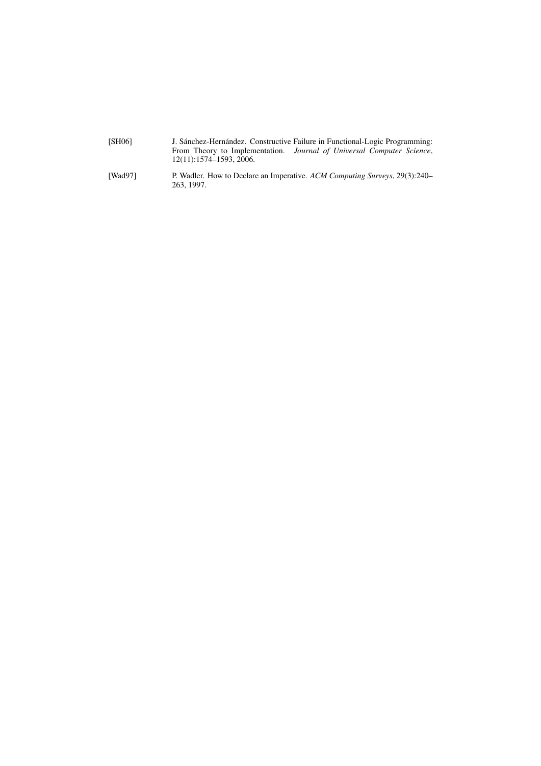[SH06] J. Sánchez-Hernández. Constructive Failure in Functional-Logic Programming: From Theory to Implementation. *Journal of Universal Computer Science*, 12(11):1574–1593, 2006.

[Wad97] P. Wadler. How to Declare an Imperative. *ACM Computing Surveys*, 29(3):240–263, 1997.